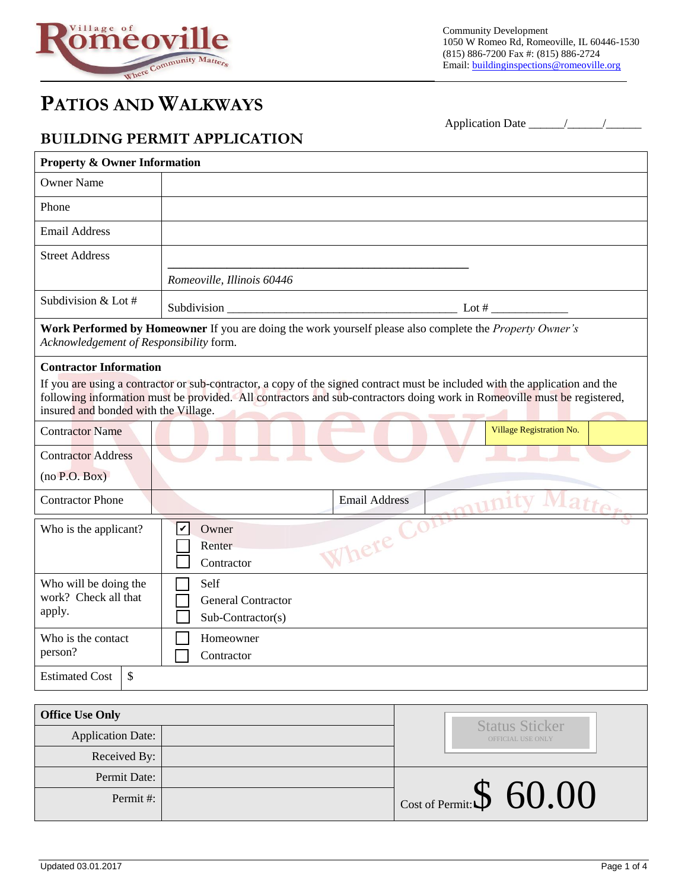Village of Romeoville — Where Community Matters

Community Development
1050 W Romeo Rd, Romeoville, IL 60446-1530
(815) 886-7200 Fax #: (815) 886-2724
Email: buildinginspections@romeoville.org

# PATIOS AND WALKWAYS

## BUILDING PERMIT APPLICATION

Application Date ______/______/______

| **Property & Owner Information** | |
|---|---|
| Owner Name | |
| Phone | |
| Email Address | |
| Street Address | _______________________________________________ *Romeoville, Illinois 60446* |
| Subdivision & Lot # | Subdivision ______________________________________ Lot # _____________ |

**Work Performed by Homeowner** If you are doing the work yourself please also complete the *Property Owner's Acknowledgement of Responsibility* form.

**Contractor Information**

If you are using a contractor or sub-contractor, a copy of the signed contract must be included with the application and the following information must be provided. All contractors and sub-contractors doing work in Romeoville must be registered, insured and bonded with the Village.

| Contractor Name | | Village Registration No. | |
|---|---|---|---|
| Contractor Address (no P.O. Box) | | | |
| Contractor Phone | | Email Address | |

| | |
|---|---|
| Who is the applicant? | ☑ Owner<br>☐ Renter<br>☐ Contractor |
| Who will be doing the work? Check all that apply. | ☐ Self<br>☐ General Contractor<br>☐ Sub-Contractor(s) |
| Who is the contact person? | ☐ Homeowner<br>☐ Contractor |
| Estimated Cost | $ |

| **Office Use Only** | | Status Sticker (OFFICIAL USE ONLY) |
|---|---|---|
| Application Date: | | |
| Received By: | | |
| Permit Date: | | Cost of Permit: $ 60.00 |
| Permit #: | | |

Updated 03.01.2017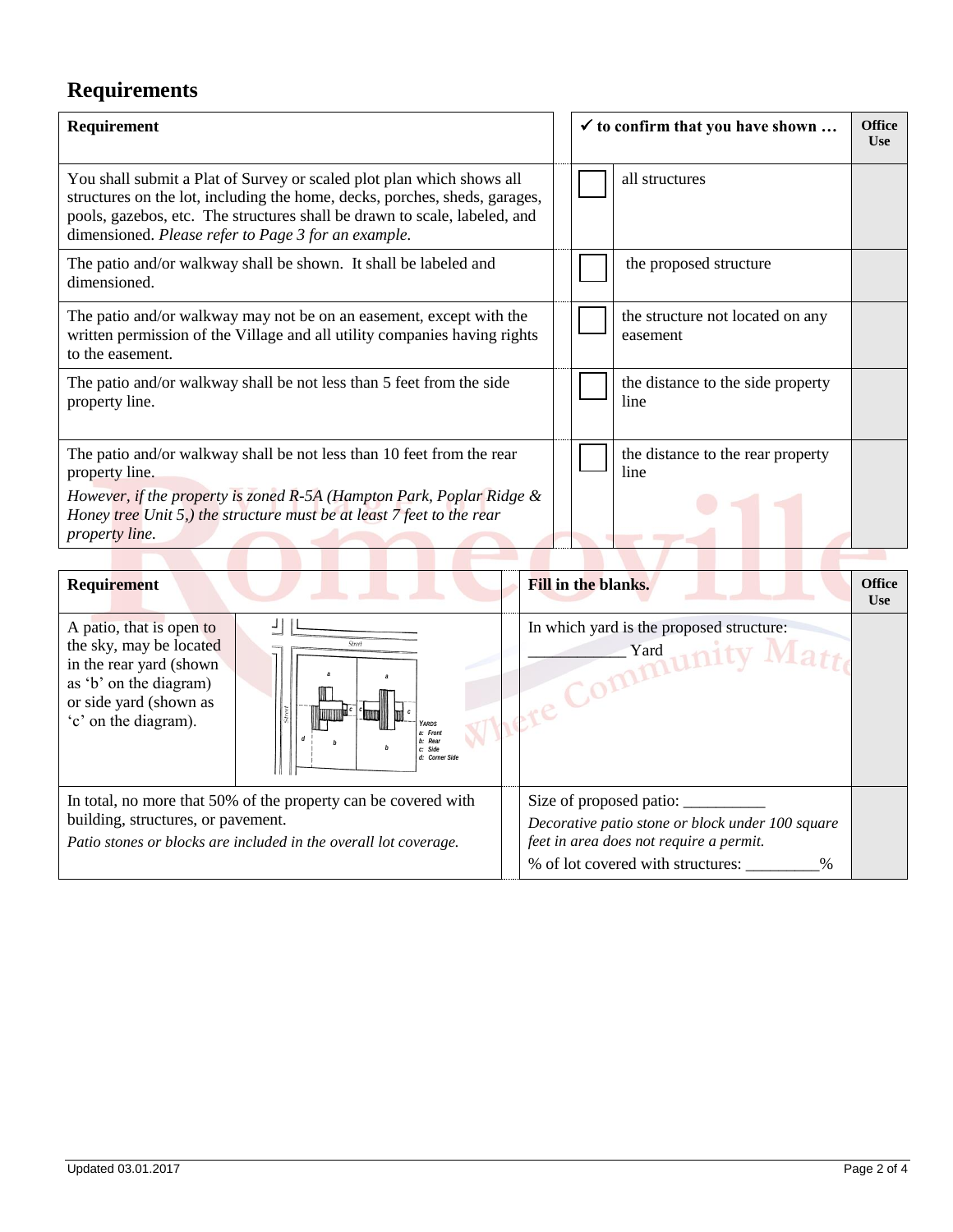## Requirements

| Requirement | ✓ to confirm that you have shown … | | Office Use |
|---|---|---|---|
| You shall submit a Plat of Survey or scaled plot plan which shows all structures on the lot, including the home, decks, porches, sheds, garages, pools, gazebos, etc. The structures shall be drawn to scale, labeled, and dimensioned. *Please refer to Page 3 for an example.* | ☐ | all structures | |
| The patio and/or walkway shall be shown. It shall be labeled and dimensioned. | ☐ | the proposed structure | |
| The patio and/or walkway may not be on an easement, except with the written permission of the Village and all utility companies having rights to the easement. | ☐ | the structure not located on any easement | |
| The patio and/or walkway shall be not less than 5 feet from the side property line. | ☐ | the distance to the side property line | |
| The patio and/or walkway shall be not less than 10 feet from the rear property line. *However, if the property is zoned R-5A (Hampton Park, Poplar Ridge & Honey tree Unit 5,) the structure must be at least 7 feet to the rear property line.* | ☐ | the distance to the rear property line | |

| Requirement | | Fill in the blanks. | Office Use |
|---|---|---|---|
| A patio, that is open to the sky, may be located in the rear yard (shown as 'b' on the diagram) or side yard (shown as 'c' on the diagram). | Street / Street; YARDS a: Front b: Rear c: Side d: Corner Side | In which yard is the proposed structure: ___________ Yard | |
| In total, no more that 50% of the property can be covered with building, structures, or pavement. *Patio stones or blocks are included in the overall lot coverage.* | | Size of proposed patio: __________ *Decorative patio stone or block under 100 square feet in area does not require a permit.* % of lot covered with structures: _________% | |

Updated 03.01.2017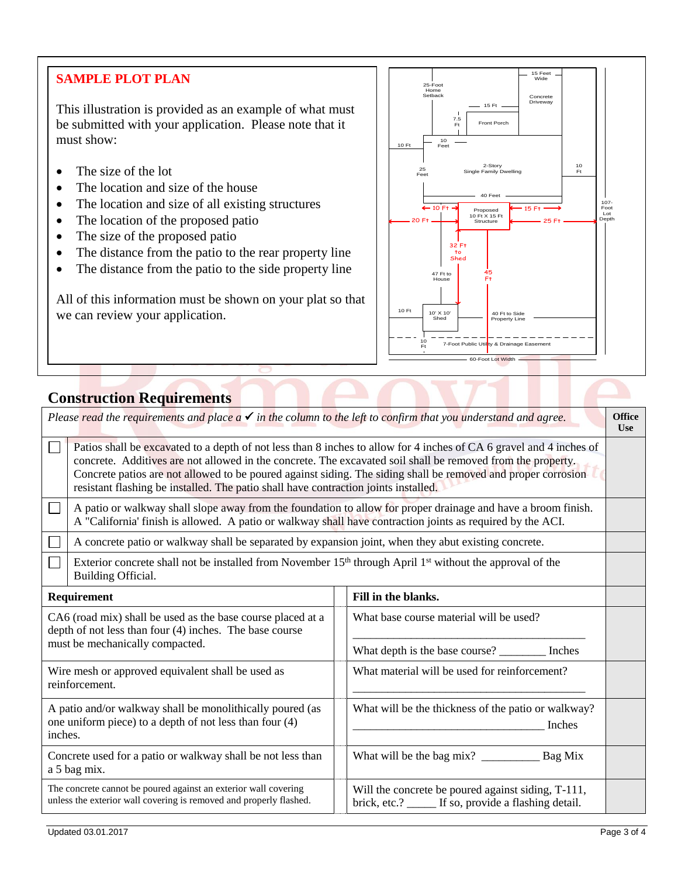## SAMPLE PLOT PLAN

This illustration is provided as an example of what must be submitted with your application. Please note that it must show:

- The size of the lot
- The location and size of the house
- The location and size of all existing structures
- The location of the proposed patio
- The size of the proposed patio
- The distance from the patio to the rear property line
- The distance from the patio to the side property line

All of this information must be shown on your plat so that we can review your application.

## Construction Requirements

| *Please read the requirements and place a ✓ in the column to the left to confirm that you understand and agree.* | | **Office Use** |
|---|---|---|
| ☐ | Patios shall be excavated to a depth of not less than 8 inches to allow for 4 inches of CA 6 gravel and 4 inches of concrete. Additives are not allowed in the concrete. The excavated soil shall be removed from the property. Concrete patios are not allowed to be poured against siding. The siding shall be removed and proper corrosion resistant flashing be installed. The patio shall have contraction joints installed. | |
| ☐ | A patio or walkway shall slope away from the foundation to allow for proper drainage and have a broom finish. A "California' finish is allowed. A patio or walkway shall have contraction joints as required by the ACI. | |
| ☐ | A concrete patio or walkway shall be separated by expansion joint, when they abut existing concrete. | |
| ☐ | Exterior concrete shall not be installed from November 15th through April 1st without the approval of the Building Official. | |

| **Requirement** | **Fill in the blanks.** | |
|---|---|---|
| CA6 (road mix) shall be used as the base course placed at a depth of not less than four (4) inches. The base course must be mechanically compacted. | What base course material will be used? ______________________ What depth is the base course? ________ Inches | |
| Wire mesh or approved equivalent shall be used as reinforcement. | What material will be used for reinforcement? ______________________ | |
| A patio and/or walkway shall be monolithically poured (as one uniform piece) to a depth of not less than four (4) inches. | What will be the thickness of the patio or walkway? ______________________ Inches | |
| Concrete used for a patio or walkway shall be not less than a 5 bag mix. | What will be the bag mix? __________ Bag Mix | |
| The concrete cannot be poured against an exterior wall covering unless the exterior wall covering is removed and properly flashed. | Will the concrete be poured against siding, T-111, brick, etc.? _____ If so, provide a flashing detail. | |

Updated 03.01.2017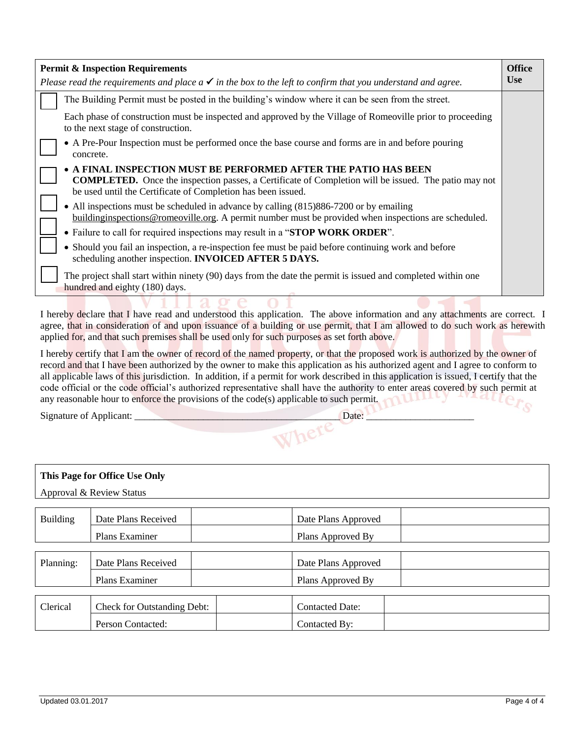| **Permit & Inspection Requirements**<br>*Please read the requirements and place a ✔ in the box to the left to confirm that you understand and agree.* | **Office Use** |
|---|---|
| ☐ The Building Permit must be posted in the building's window where it can be seen from the street. | |
| Each phase of construction must be inspected and approved by the Village of Romeoville prior to proceeding to the next stage of construction. | |
| ☐ • A Pre-Pour Inspection must be performed once the base course and forms are in and before pouring concrete. | |
| ☐ • **A FINAL INSPECTION MUST BE PERFORMED AFTER THE PATIO HAS BEEN COMPLETED.** Once the inspection passes, a Certificate of Completion will be issued. The patio may not be used until the Certificate of Completion has been issued. | |
| ☐ • All inspections must be scheduled in advance by calling (815)886-7200 or by emailing buildinginspections@romeoville.org. A permit number must be provided when inspections are scheduled. | |
| ☐ • Failure to call for required inspections may result in a "**STOP WORK ORDER**". | |
| ☐ • Should you fail an inspection, a re-inspection fee must be paid before continuing work and before scheduling another inspection. **INVOICED AFTER 5 DAYS.** | |
| ☐ The project shall start within ninety (90) days from the date the permit is issued and completed within one hundred and eighty (180) days. | |

I hereby declare that I have read and understood this application. The above information and any attachments are correct. I agree, that in consideration of and upon issuance of a building or use permit, that I am allowed to do such work as herewith applied for, and that such premises shall be used only for such purposes as set forth above.

I hereby certify that I am the owner of record of the named property, or that the proposed work is authorized by the owner of record and that I have been authorized by the owner to make this application as his authorized agent and I agree to conform to all applicable laws of this jurisdiction. In addition, if a permit for work described in this application is issued, I certify that the code official or the code official's authorized representative shall have the authority to enter areas covered by such permit at any reasonable hour to enforce the provisions of the code(s) applicable to such permit.

Signature of Applicant: ________________________________________ Date: ______________________

**This Page for Office Use Only**

Approval & Review Status

| | | | | |
|---|---|---|---|---|
| Building | Date Plans Received | | Date Plans Approved | |
| | Plans Examiner | | Plans Approved By | |

| | | | | |
|---|---|---|---|---|
| Planning: | Date Plans Received | | Date Plans Approved | |
| | Plans Examiner | | Plans Approved By | |

| | | | | |
|---|---|---|---|---|
| Clerical | Check for Outstanding Debt: | | Contacted Date: | |
| | Person Contacted: | | Contacted By: | |

Updated 03.01.2017